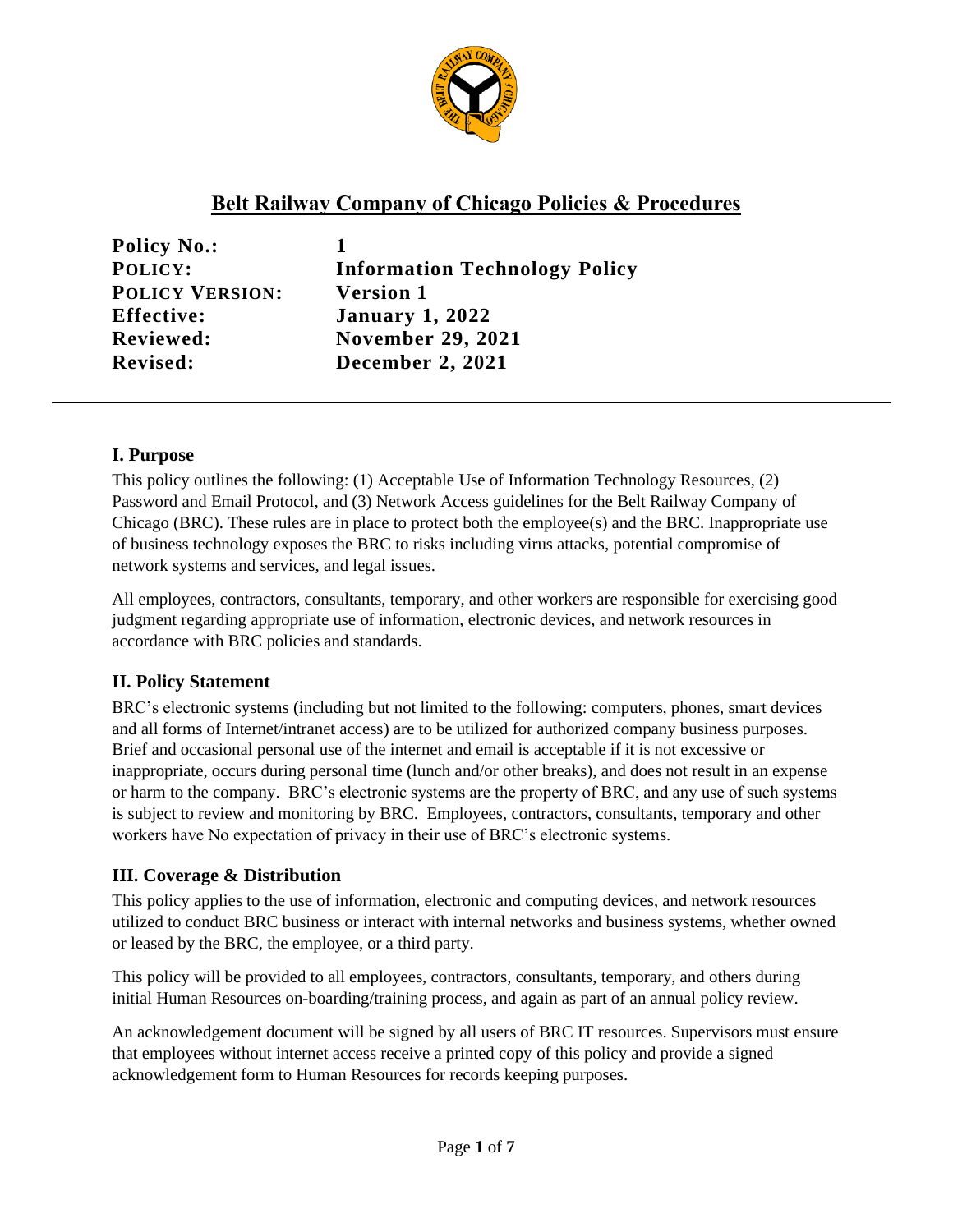# Belt Railway Company of Chicago Policies & Procedures

| | |
|---|---|
| **Policy No.:** | **1** |
| **POLICY:** | **Information Technology Policy** |
| **POLICY VERSION:** | **Version 1** |
| **Effective:** | **January 1, 2022** |
| **Reviewed:** | **November 29, 2021** |
| **Revised:** | **December 2, 2021** |

## I. Purpose

This policy outlines the following: (1) Acceptable Use of Information Technology Resources, (2) Password and Email Protocol, and (3) Network Access guidelines for the Belt Railway Company of Chicago (BRC). These rules are in place to protect both the employee(s) and the BRC. Inappropriate use of business technology exposes the BRC to risks including virus attacks, potential compromise of network systems and services, and legal issues.

All employees, contractors, consultants, temporary, and other workers are responsible for exercising good judgment regarding appropriate use of information, electronic devices, and network resources in accordance with BRC policies and standards.

## II. Policy Statement

BRC's electronic systems (including but not limited to the following: computers, phones, smart devices and all forms of Internet/intranet access) are to be utilized for authorized company business purposes. Brief and occasional personal use of the internet and email is acceptable if it is not excessive or inappropriate, occurs during personal time (lunch and/or other breaks), and does not result in an expense or harm to the company. BRC's electronic systems are the property of BRC, and any use of such systems is subject to review and monitoring by BRC. Employees, contractors, consultants, temporary and other workers have No expectation of privacy in their use of BRC's electronic systems.

## III. Coverage & Distribution

This policy applies to the use of information, electronic and computing devices, and network resources utilized to conduct BRC business or interact with internal networks and business systems, whether owned or leased by the BRC, the employee, or a third party.

This policy will be provided to all employees, contractors, consultants, temporary, and others during initial Human Resources on-boarding/training process, and again as part of an annual policy review.

An acknowledgement document will be signed by all users of BRC IT resources. Supervisors must ensure that employees without internet access receive a printed copy of this policy and provide a signed acknowledgement form to Human Resources for records keeping purposes.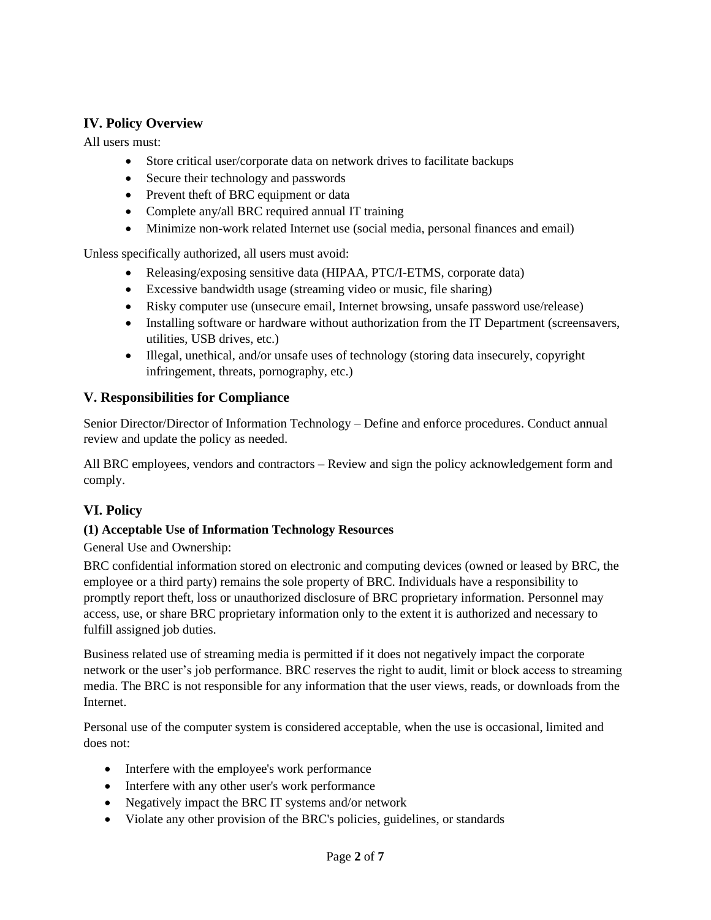## IV. Policy Overview

All users must:

- Store critical user/corporate data on network drives to facilitate backups
- Secure their technology and passwords
- Prevent theft of BRC equipment or data
- Complete any/all BRC required annual IT training
- Minimize non-work related Internet use (social media, personal finances and email)

Unless specifically authorized, all users must avoid:

- Releasing/exposing sensitive data (HIPAA, PTC/I-ETMS, corporate data)
- Excessive bandwidth usage (streaming video or music, file sharing)
- Risky computer use (unsecure email, Internet browsing, unsafe password use/release)
- Installing software or hardware without authorization from the IT Department (screensavers, utilities, USB drives, etc.)
- Illegal, unethical, and/or unsafe uses of technology (storing data insecurely, copyright infringement, threats, pornography, etc.)

## V. Responsibilities for Compliance

Senior Director/Director of Information Technology – Define and enforce procedures. Conduct annual review and update the policy as needed.

All BRC employees, vendors and contractors – Review and sign the policy acknowledgement form and comply.

## VI. Policy

### (1) Acceptable Use of Information Technology Resources

General Use and Ownership:

BRC confidential information stored on electronic and computing devices (owned or leased by BRC, the employee or a third party) remains the sole property of BRC. Individuals have a responsibility to promptly report theft, loss or unauthorized disclosure of BRC proprietary information. Personnel may access, use, or share BRC proprietary information only to the extent it is authorized and necessary to fulfill assigned job duties.

Business related use of streaming media is permitted if it does not negatively impact the corporate network or the user's job performance. BRC reserves the right to audit, limit or block access to streaming media. The BRC is not responsible for any information that the user views, reads, or downloads from the Internet.

Personal use of the computer system is considered acceptable, when the use is occasional, limited and does not:

- Interfere with the employee's work performance
- Interfere with any other user's work performance
- Negatively impact the BRC IT systems and/or network
- Violate any other provision of the BRC's policies, guidelines, or standards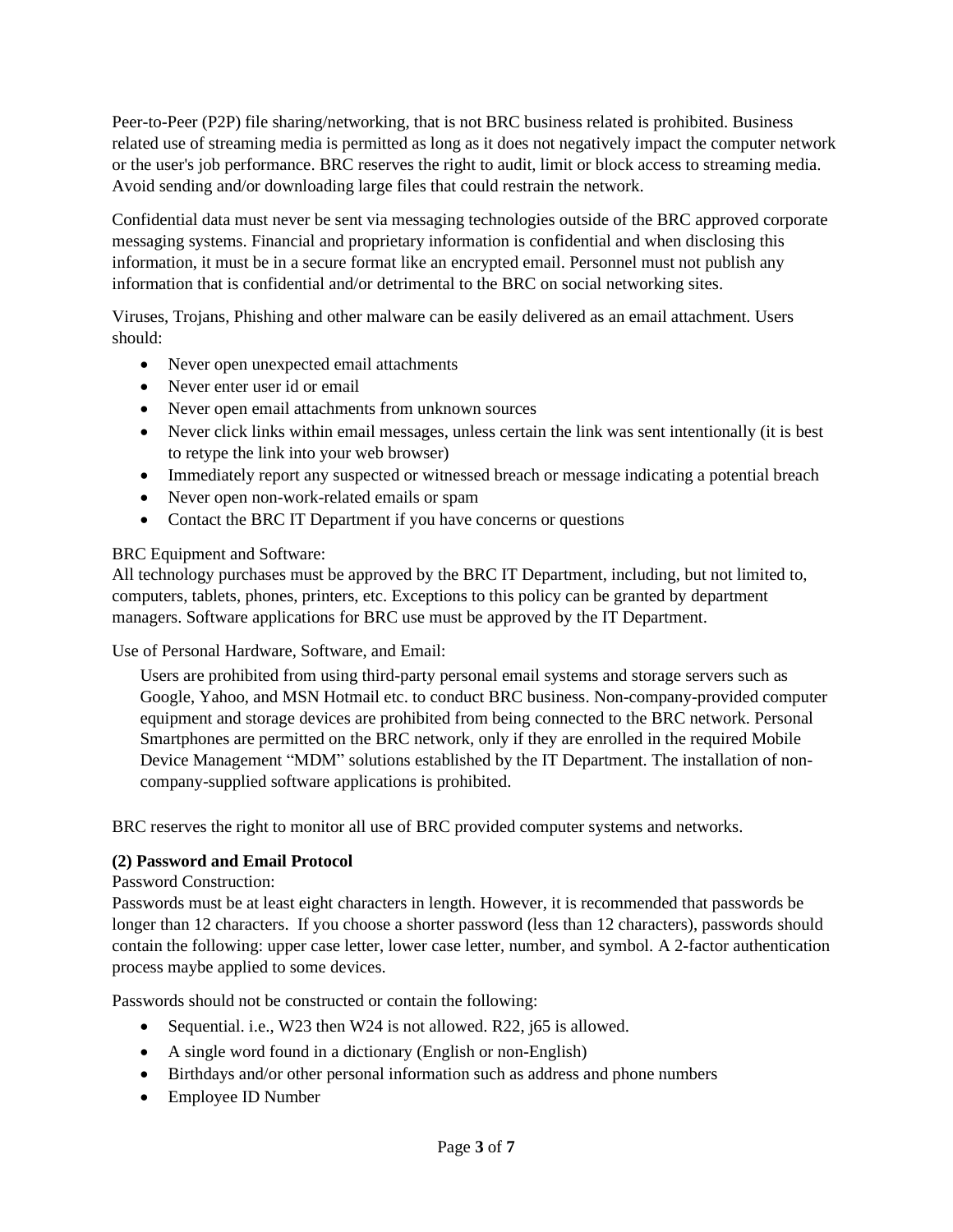Peer-to-Peer (P2P) file sharing/networking, that is not BRC business related is prohibited. Business related use of streaming media is permitted as long as it does not negatively impact the computer network or the user's job performance. BRC reserves the right to audit, limit or block access to streaming media. Avoid sending and/or downloading large files that could restrain the network.

Confidential data must never be sent via messaging technologies outside of the BRC approved corporate messaging systems. Financial and proprietary information is confidential and when disclosing this information, it must be in a secure format like an encrypted email. Personnel must not publish any information that is confidential and/or detrimental to the BRC on social networking sites.

Viruses, Trojans, Phishing and other malware can be easily delivered as an email attachment. Users should:

- Never open unexpected email attachments
- Never enter user id or email
- Never open email attachments from unknown sources
- Never click links within email messages, unless certain the link was sent intentionally (it is best to retype the link into your web browser)
- Immediately report any suspected or witnessed breach or message indicating a potential breach
- Never open non-work-related emails or spam
- Contact the BRC IT Department if you have concerns or questions

BRC Equipment and Software:
All technology purchases must be approved by the BRC IT Department, including, but not limited to, computers, tablets, phones, printers, etc. Exceptions to this policy can be granted by department managers. Software applications for BRC use must be approved by the IT Department.

Use of Personal Hardware, Software, and Email:

> Users are prohibited from using third-party personal email systems and storage servers such as Google, Yahoo, and MSN Hotmail etc. to conduct BRC business. Non-company-provided computer equipment and storage devices are prohibited from being connected to the BRC network. Personal Smartphones are permitted on the BRC network, only if they are enrolled in the required Mobile Device Management "MDM" solutions established by the IT Department. The installation of non-company-supplied software applications is prohibited.

BRC reserves the right to monitor all use of BRC provided computer systems and networks.

**(2) Password and Email Protocol**

Password Construction:
Passwords must be at least eight characters in length. However, it is recommended that passwords be longer than 12 characters. If you choose a shorter password (less than 12 characters), passwords should contain the following: upper case letter, lower case letter, number, and symbol. A 2-factor authentication process maybe applied to some devices.

Passwords should not be constructed or contain the following:

- Sequential. i.e., W23 then W24 is not allowed. R22, j65 is allowed.
- A single word found in a dictionary (English or non-English)
- Birthdays and/or other personal information such as address and phone numbers
- Employee ID Number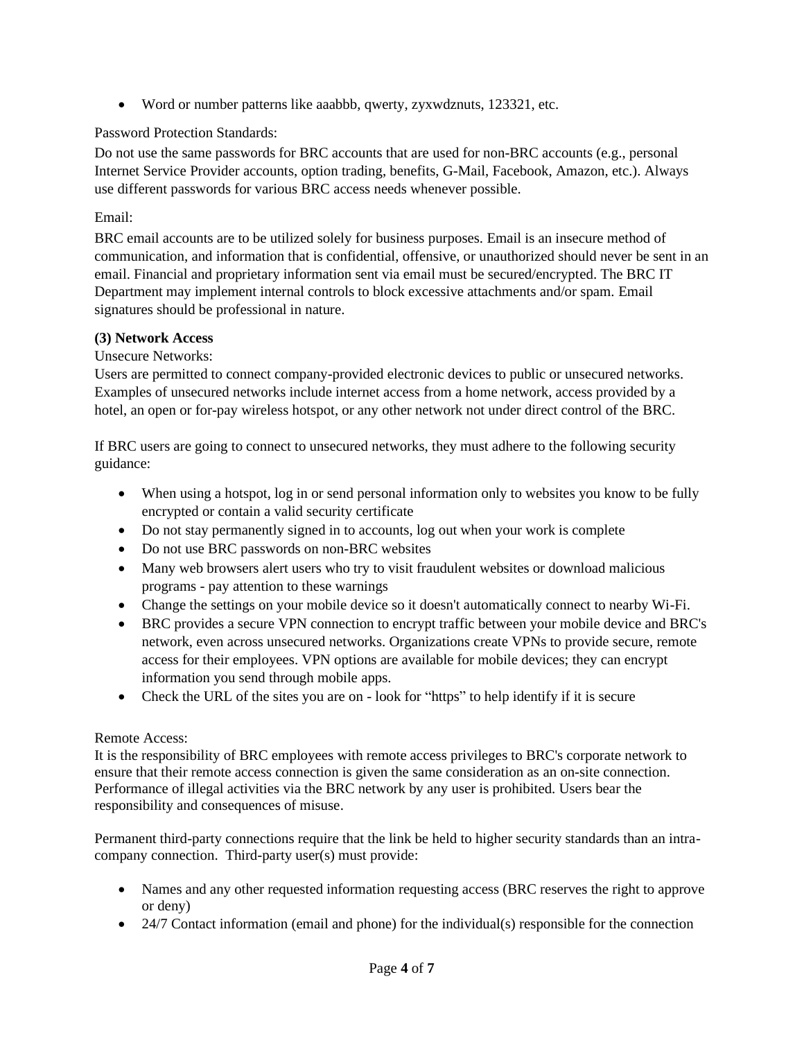- Word or number patterns like aaabbb, qwerty, zyxwdznuts, 123321, etc.

Password Protection Standards:

Do not use the same passwords for BRC accounts that are used for non-BRC accounts (e.g., personal Internet Service Provider accounts, option trading, benefits, G-Mail, Facebook, Amazon, etc.). Always use different passwords for various BRC access needs whenever possible.

Email:

BRC email accounts are to be utilized solely for business purposes. Email is an insecure method of communication, and information that is confidential, offensive, or unauthorized should never be sent in an email. Financial and proprietary information sent via email must be secured/encrypted. The BRC IT Department may implement internal controls to block excessive attachments and/or spam. Email signatures should be professional in nature.

**(3) Network Access**

Unsecure Networks:

Users are permitted to connect company-provided electronic devices to public or unsecured networks. Examples of unsecured networks include internet access from a home network, access provided by a hotel, an open or for-pay wireless hotspot, or any other network not under direct control of the BRC.

If BRC users are going to connect to unsecured networks, they must adhere to the following security guidance:

- When using a hotspot, log in or send personal information only to websites you know to be fully encrypted or contain a valid security certificate
- Do not stay permanently signed in to accounts, log out when your work is complete
- Do not use BRC passwords on non-BRC websites
- Many web browsers alert users who try to visit fraudulent websites or download malicious programs - pay attention to these warnings
- Change the settings on your mobile device so it doesn't automatically connect to nearby Wi-Fi.
- BRC provides a secure VPN connection to encrypt traffic between your mobile device and BRC's network, even across unsecured networks. Organizations create VPNs to provide secure, remote access for their employees. VPN options are available for mobile devices; they can encrypt information you send through mobile apps.
- Check the URL of the sites you are on - look for "https" to help identify if it is secure

Remote Access:

It is the responsibility of BRC employees with remote access privileges to BRC's corporate network to ensure that their remote access connection is given the same consideration as an on-site connection. Performance of illegal activities via the BRC network by any user is prohibited. Users bear the responsibility and consequences of misuse.

Permanent third-party connections require that the link be held to higher security standards than an intra-company connection. Third-party user(s) must provide:

- Names and any other requested information requesting access (BRC reserves the right to approve or deny)
- 24/7 Contact information (email and phone) for the individual(s) responsible for the connection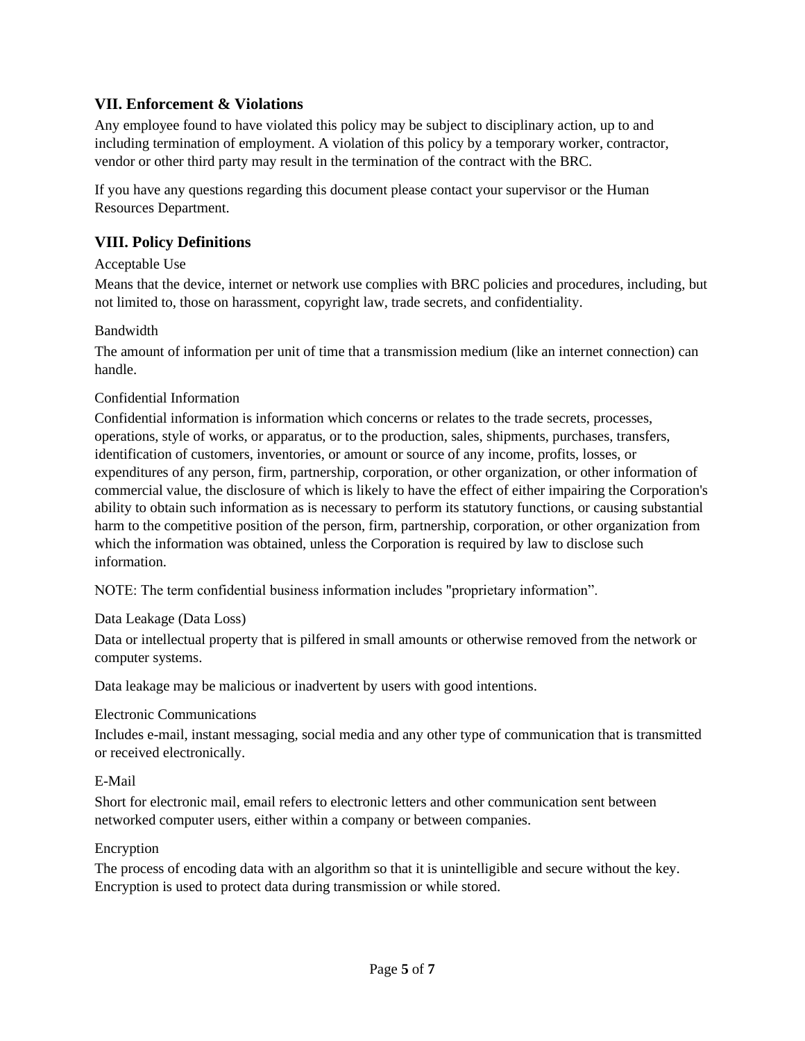## VII. Enforcement & Violations

Any employee found to have violated this policy may be subject to disciplinary action, up to and including termination of employment. A violation of this policy by a temporary worker, contractor, vendor or other third party may result in the termination of the contract with the BRC.

If you have any questions regarding this document please contact your supervisor or the Human Resources Department.

## VIII. Policy Definitions

Acceptable Use

Means that the device, internet or network use complies with BRC policies and procedures, including, but not limited to, those on harassment, copyright law, trade secrets, and confidentiality.

Bandwidth

The amount of information per unit of time that a transmission medium (like an internet connection) can handle.

Confidential Information

Confidential information is information which concerns or relates to the trade secrets, processes, operations, style of works, or apparatus, or to the production, sales, shipments, purchases, transfers, identification of customers, inventories, or amount or source of any income, profits, losses, or expenditures of any person, firm, partnership, corporation, or other organization, or other information of commercial value, the disclosure of which is likely to have the effect of either impairing the Corporation's ability to obtain such information as is necessary to perform its statutory functions, or causing substantial harm to the competitive position of the person, firm, partnership, corporation, or other organization from which the information was obtained, unless the Corporation is required by law to disclose such information.

NOTE: The term confidential business information includes "proprietary information".

Data Leakage (Data Loss)

Data or intellectual property that is pilfered in small amounts or otherwise removed from the network or computer systems.

Data leakage may be malicious or inadvertent by users with good intentions.

Electronic Communications

Includes e-mail, instant messaging, social media and any other type of communication that is transmitted or received electronically.

E-Mail

Short for electronic mail, email refers to electronic letters and other communication sent between networked computer users, either within a company or between companies.

Encryption

The process of encoding data with an algorithm so that it is unintelligible and secure without the key. Encryption is used to protect data during transmission or while stored.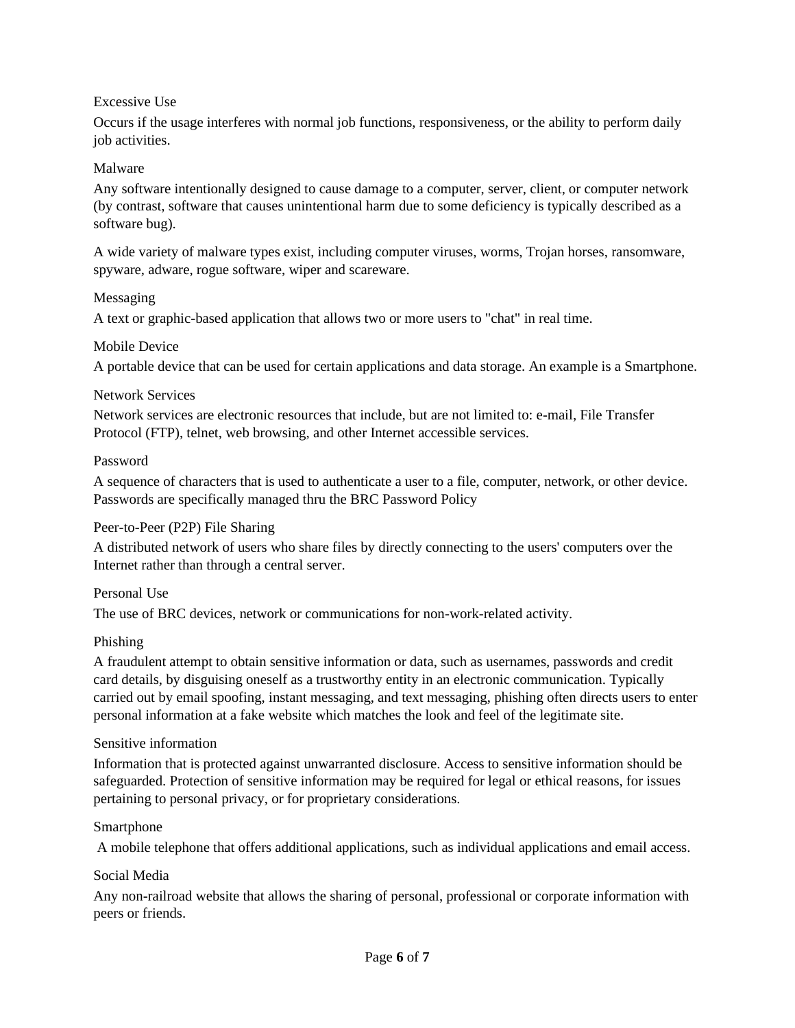Excessive Use

Occurs if the usage interferes with normal job functions, responsiveness, or the ability to perform daily job activities.

Malware

Any software intentionally designed to cause damage to a computer, server, client, or computer network (by contrast, software that causes unintentional harm due to some deficiency is typically described as a software bug).

A wide variety of malware types exist, including computer viruses, worms, Trojan horses, ransomware, spyware, adware, rogue software, wiper and scareware.

Messaging

A text or graphic-based application that allows two or more users to "chat" in real time.

Mobile Device

A portable device that can be used for certain applications and data storage. An example is a Smartphone.

Network Services

Network services are electronic resources that include, but are not limited to: e-mail, File Transfer Protocol (FTP), telnet, web browsing, and other Internet accessible services.

Password

A sequence of characters that is used to authenticate a user to a file, computer, network, or other device. Passwords are specifically managed thru the BRC Password Policy

Peer-to-Peer (P2P) File Sharing

A distributed network of users who share files by directly connecting to the users' computers over the Internet rather than through a central server.

Personal Use

The use of BRC devices, network or communications for non-work-related activity.

Phishing

A fraudulent attempt to obtain sensitive information or data, such as usernames, passwords and credit card details, by disguising oneself as a trustworthy entity in an electronic communication. Typically carried out by email spoofing, instant messaging, and text messaging, phishing often directs users to enter personal information at a fake website which matches the look and feel of the legitimate site.

Sensitive information

Information that is protected against unwarranted disclosure. Access to sensitive information should be safeguarded. Protection of sensitive information may be required for legal or ethical reasons, for issues pertaining to personal privacy, or for proprietary considerations.

Smartphone

A mobile telephone that offers additional applications, such as individual applications and email access.

Social Media

Any non-railroad website that allows the sharing of personal, professional or corporate information with peers or friends.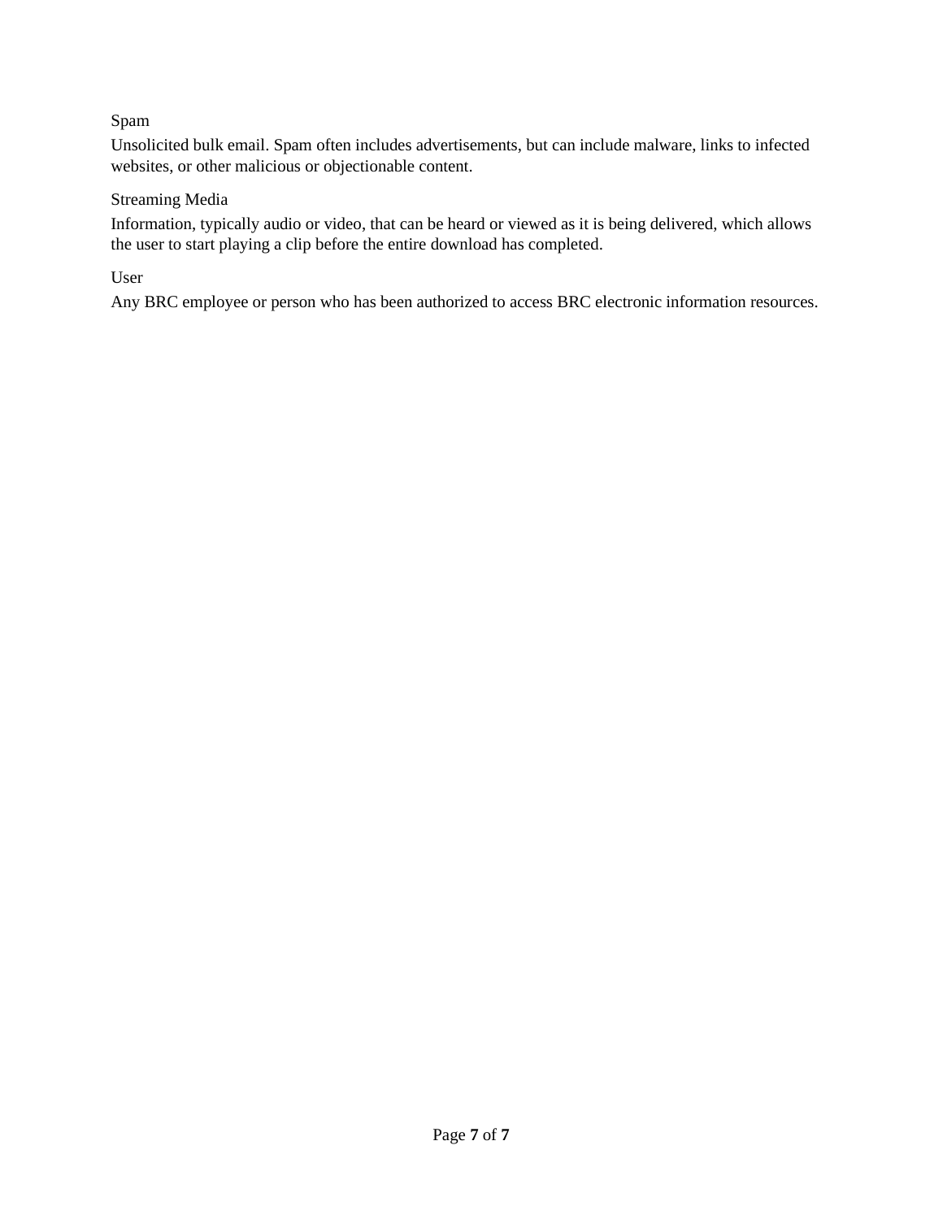Spam

Unsolicited bulk email. Spam often includes advertisements, but can include malware, links to infected websites, or other malicious or objectionable content.

Streaming Media

Information, typically audio or video, that can be heard or viewed as it is being delivered, which allows the user to start playing a clip before the entire download has completed.

User

Any BRC employee or person who has been authorized to access BRC electronic information resources.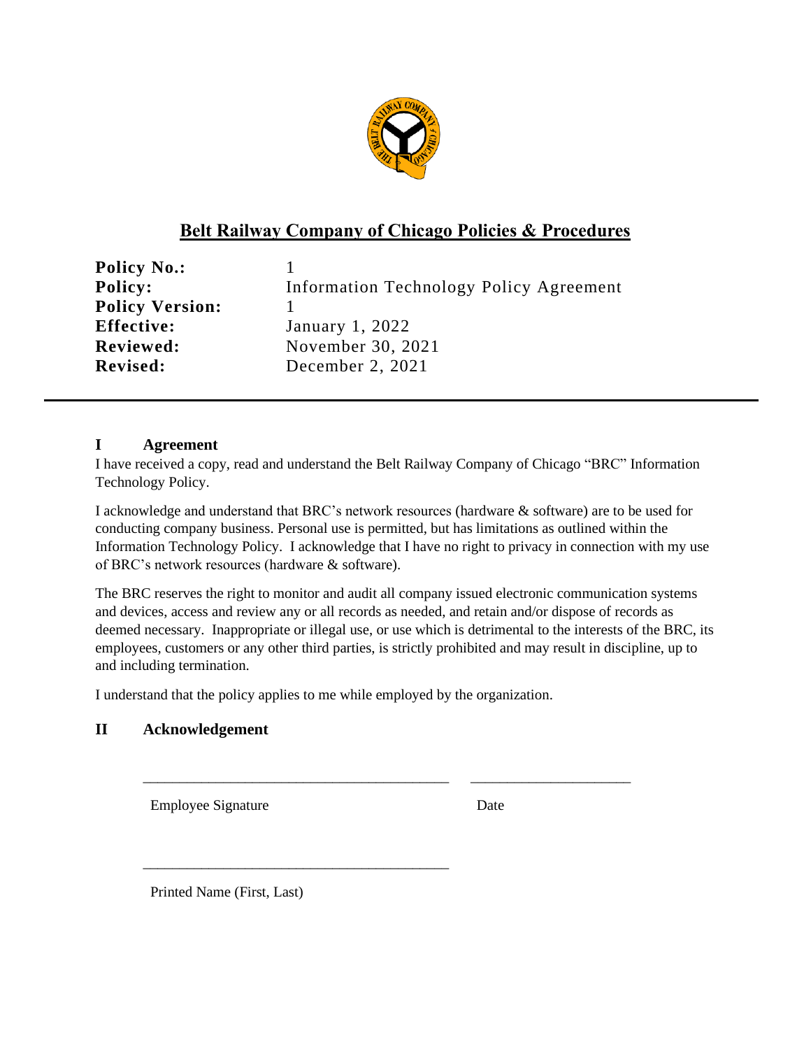# Belt Railway Company of Chicago Policies & Procedures

| | |
|---|---|
| **Policy No.:** | 1 |
| **Policy:** | Information Technology Policy Agreement |
| **Policy Version:** | 1 |
| **Effective:** | January 1, 2022 |
| **Reviewed:** | November 30, 2021 |
| **Revised:** | December 2, 2021 |

---

## I Agreement

I have received a copy, read and understand the Belt Railway Company of Chicago "BRC" Information Technology Policy.

I acknowledge and understand that BRC's network resources (hardware & software) are to be used for conducting company business. Personal use is permitted, but has limitations as outlined within the Information Technology Policy. I acknowledge that I have no right to privacy in connection with my use of BRC's network resources (hardware & software).

The BRC reserves the right to monitor and audit all company issued electronic communication systems and devices, access and review any or all records as needed, and retain and/or dispose of records as deemed necessary. Inappropriate or illegal use, or use which is detrimental to the interests of the BRC, its employees, customers or any other third parties, is strictly prohibited and may result in discipline, up to and including termination.

I understand that the policy applies to me while employed by the organization.

## II Acknowledgement

\_\_\_\_\_\_\_\_\_\_\_\_\_\_\_\_\_\_\_\_\_\_\_\_\_\_\_\_\_\_\_\_\_\_\_\_\_\_\_\_ \_\_\_\_\_\_\_\_\_\_\_\_\_\_\_\_\_\_\_\_\_\_

Employee Signature Date

\_\_\_\_\_\_\_\_\_\_\_\_\_\_\_\_\_\_\_\_\_\_\_\_\_\_\_\_\_\_\_\_\_\_\_\_\_\_\_\_

Printed Name (First, Last)